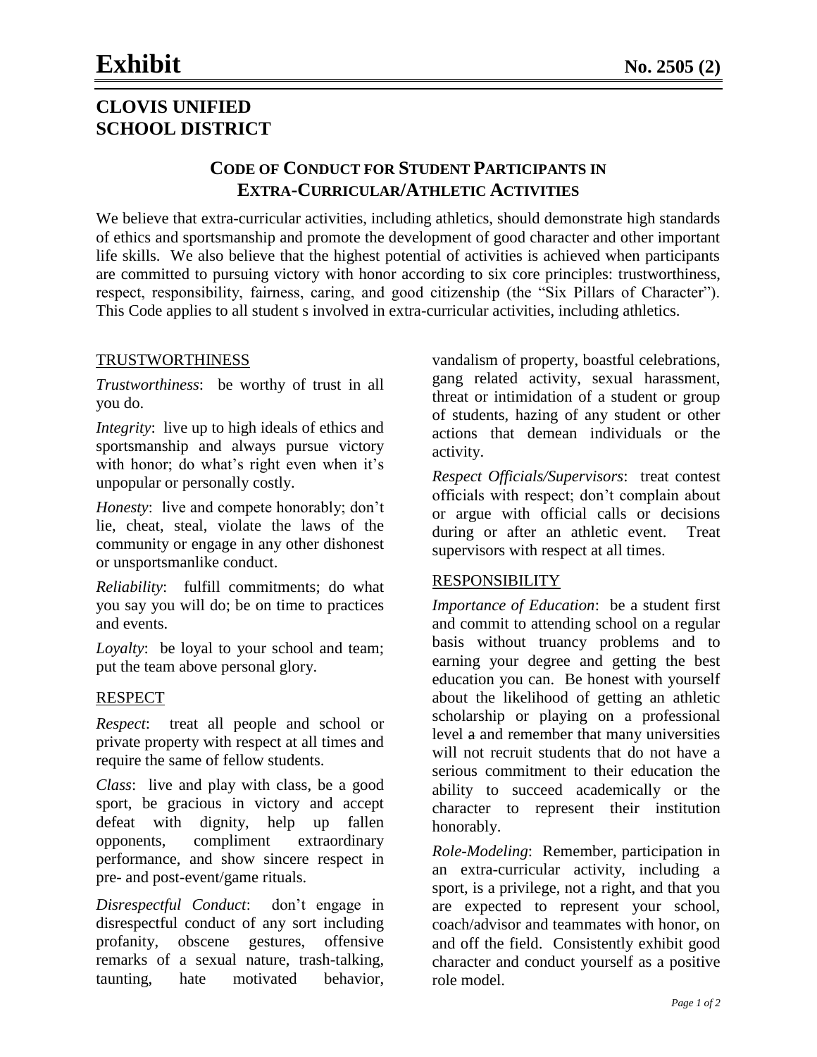# Exhibit

**No. 2505 (2)**

## CLOVIS UNIFIED SCHOOL DISTRICT

### CODE OF CONDUCT FOR STUDENT PARTICIPANTS IN EXTRA-CURRICULAR/ATHLETIC ACTIVITIES

We believe that extra-curricular activities, including athletics, should demonstrate high standards of ethics and sportsmanship and promote the development of good character and other important life skills. We also believe that the highest potential of activities is achieved when participants are committed to pursuing victory with honor according to six core principles: trustworthiness, respect, responsibility, fairness, caring, and good citizenship (the "Six Pillars of Character"). This Code applies to all student s involved in extra-curricular activities, including athletics.

#### TRUSTWORTHINESS

*Trustworthiness*: be worthy of trust in all you do.

*Integrity*: live up to high ideals of ethics and sportsmanship and always pursue victory with honor; do what's right even when it's unpopular or personally costly.

*Honesty*: live and compete honorably; don't lie, cheat, steal, violate the laws of the community or engage in any other dishonest or unsportsmanlike conduct.

*Reliability*: fulfill commitments; do what you say you will do; be on time to practices and events.

*Loyalty*: be loyal to your school and team; put the team above personal glory.

#### RESPECT

*Respect*: treat all people and school or private property with respect at all times and require the same of fellow students.

*Class*: live and play with class, be a good sport, be gracious in victory and accept defeat with dignity, help up fallen opponents, compliment extraordinary performance, and show sincere respect in pre- and post-event/game rituals.

*Disrespectful Conduct*: don't engage in disrespectful conduct of any sort including profanity, obscene gestures, offensive remarks of a sexual nature, trash-talking, taunting, hate motivated behavior, vandalism of property, boastful celebrations, gang related activity, sexual harassment, threat or intimidation of a student or group of students, hazing of any student or other actions that demean individuals or the activity.

*Respect Officials/Supervisors*: treat contest officials with respect; don't complain about or argue with official calls or decisions during or after an athletic event. Treat supervisors with respect at all times.

#### RESPONSIBILITY

*Importance of Education*: be a student first and commit to attending school on a regular basis without truancy problems and to earning your degree and getting the best education you can. Be honest with yourself about the likelihood of getting an athletic scholarship or playing on a professional level ~~a~~ and remember that many universities will not recruit students that do not have a serious commitment to their education the ability to succeed academically or the character to represent their institution honorably.

*Role-Modeling*: Remember, participation in an extra-curricular activity, including a sport, is a privilege, not a right, and that you are expected to represent your school, coach/advisor and teammates with honor, on and off the field. Consistently exhibit good character and conduct yourself as a positive role model.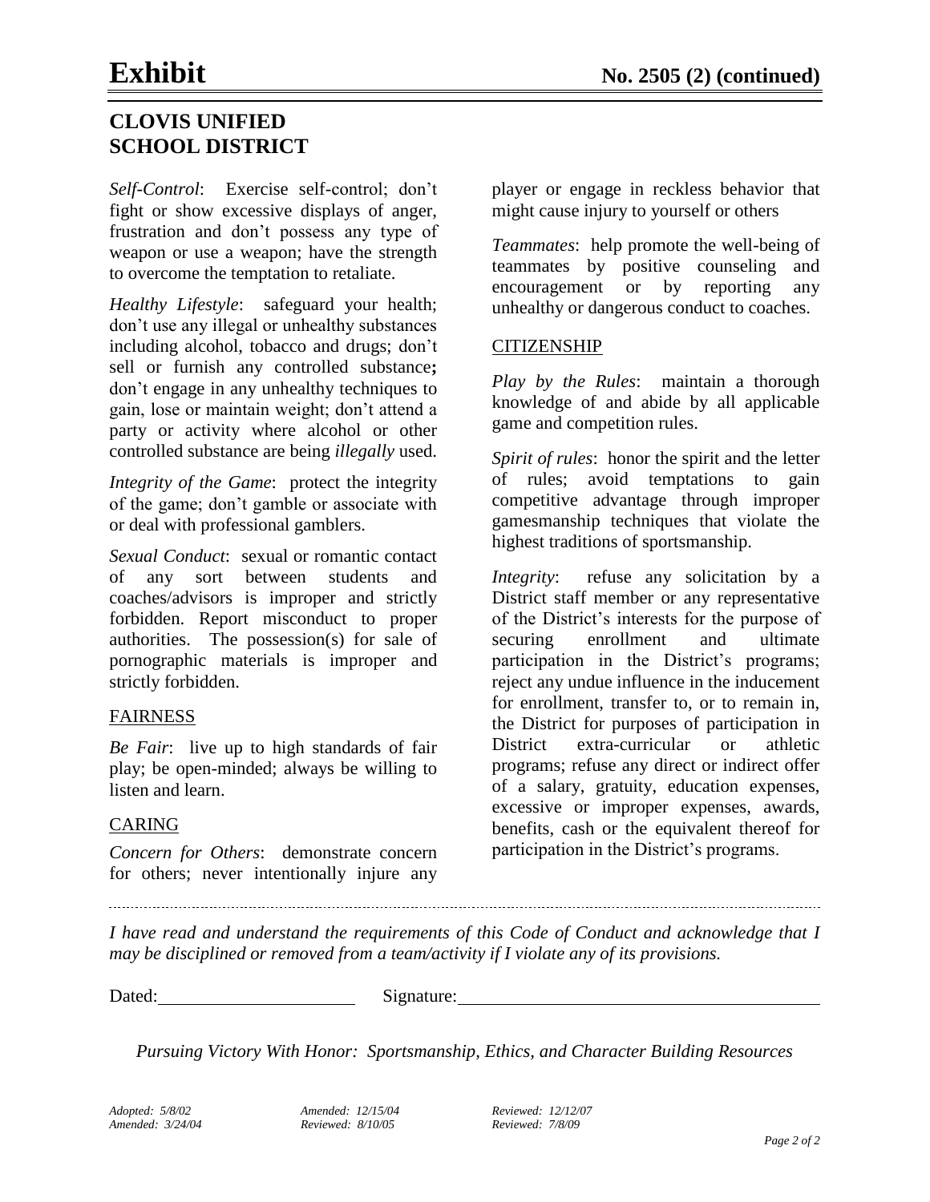# Exhibit No. 2505 (2) (continued)

## CLOVIS UNIFIED SCHOOL DISTRICT

*Self-Control*: Exercise self-control; don't fight or show excessive displays of anger, frustration and don't possess any type of weapon or use a weapon; have the strength to overcome the temptation to retaliate.

*Healthy Lifestyle*: safeguard your health; don't use any illegal or unhealthy substances including alcohol, tobacco and drugs; don't sell or furnish any controlled substance**;** don't engage in any unhealthy techniques to gain, lose or maintain weight; don't attend a party or activity where alcohol or other controlled substance are being *illegally* used.

*Integrity of the Game*: protect the integrity of the game; don't gamble or associate with or deal with professional gamblers.

*Sexual Conduct*: sexual or romantic contact of any sort between students and coaches/advisors is improper and strictly forbidden. Report misconduct to proper authorities. The possession(s) for sale of pornographic materials is improper and strictly forbidden.

### FAIRNESS

*Be Fair*: live up to high standards of fair play; be open-minded; always be willing to listen and learn.

### CARING

*Concern for Others*: demonstrate concern for others; never intentionally injure any player or engage in reckless behavior that might cause injury to yourself or others

*Teammates*: help promote the well-being of teammates by positive counseling and encouragement or by reporting any unhealthy or dangerous conduct to coaches.

### CITIZENSHIP

*Play by the Rules*: maintain a thorough knowledge of and abide by all applicable game and competition rules.

*Spirit of rules*: honor the spirit and the letter of rules; avoid temptations to gain competitive advantage through improper gamesmanship techniques that violate the highest traditions of sportsmanship.

*Integrity*: refuse any solicitation by a District staff member or any representative of the District's interests for the purpose of securing enrollment and ultimate participation in the District's programs; reject any undue influence in the inducement for enrollment, transfer to, or to remain in, the District for purposes of participation in District extra-curricular or athletic programs; refuse any direct or indirect offer of a salary, gratuity, education expenses, excessive or improper expenses, awards, benefits, cash or the equivalent thereof for participation in the District's programs.

---

*I have read and understand the requirements of this Code of Conduct and acknowledge that I may be disciplined or removed from a team/activity if I violate any of its provisions.*

Dated:\_\_\_\_\_\_\_\_\_\_\_\_\_\_\_\_\_\_\_\_ Signature:\_\_\_\_\_\_\_\_\_\_\_\_\_\_\_\_\_\_\_\_\_\_\_\_\_\_\_\_\_\_\_\_\_\_\_\_

*Pursuing Victory With Honor: Sportsmanship, Ethics, and Character Building Resources*

*Adopted: 5/8/02*
*Amended: 3/24/04*
*Amended: 12/15/04*
*Reviewed: 8/10/05*
*Reviewed: 12/12/07*
*Reviewed: 7/8/09*